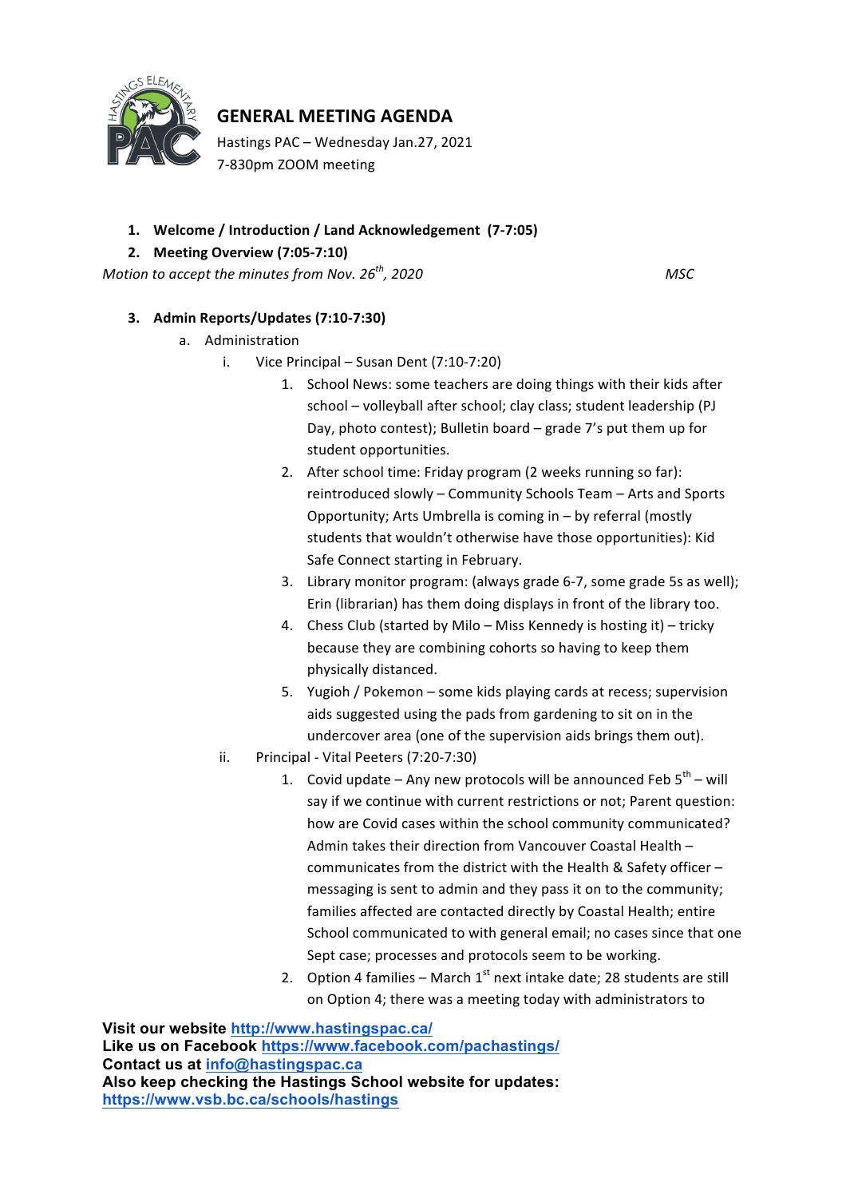# GENERAL MEETING AGENDA

Hastings PAC – Wednesday Jan.27, 2021
7-830pm ZOOM meeting

1. **Welcome / Introduction / Land Acknowledgement (7-7:05)**
2. **Meeting Overview (7:05-7:10)**

*Motion to accept the minutes from Nov. 26th, 2020* — *MSC*

3. **Admin Reports/Updates (7:10-7:30)**
   a. Administration
      i. Vice Principal – Susan Dent (7:10-7:20)
         1. School News: some teachers are doing things with their kids after school – volleyball after school; clay class; student leadership (PJ Day, photo contest); Bulletin board – grade 7's put them up for student opportunities.
         2. After school time: Friday program (2 weeks running so far): reintroduced slowly – Community Schools Team – Arts and Sports Opportunity; Arts Umbrella is coming in – by referral (mostly students that wouldn't otherwise have those opportunities): Kid Safe Connect starting in February.
         3. Library monitor program: (always grade 6-7, some grade 5s as well); Erin (librarian) has them doing displays in front of the library too.
         4. Chess Club (started by Milo – Miss Kennedy is hosting it) – tricky because they are combining cohorts so having to keep them physically distanced.
         5. Yugioh / Pokemon – some kids playing cards at recess; supervision aids suggested using the pads from gardening to sit on in the undercover area (one of the supervision aids brings them out).

      ii. Principal - Vital Peeters (7:20-7:30)
         1. Covid update – Any new protocols will be announced Feb 5th – will say if we continue with current restrictions or not; Parent question: how are Covid cases within the school community communicated? Admin takes their direction from Vancouver Coastal Health – communicates from the district with the Health & Safety officer – messaging is sent to admin and they pass it on to the community; families affected are contacted directly by Coastal Health; entire School communicated to with general email; no cases since that one Sept case; processes and protocols seem to be working.
         2. Option 4 families – March 1st next intake date; 28 students are still on Option 4; there was a meeting today with administrators to

**Visit our website** http://www.hastingspac.ca/
**Like us on Facebook** https://www.facebook.com/pachastings/
**Contact us at** info@hastingspac.ca
**Also keep checking the Hastings School website for updates:**
https://www.vsb.bc.ca/schools/hastings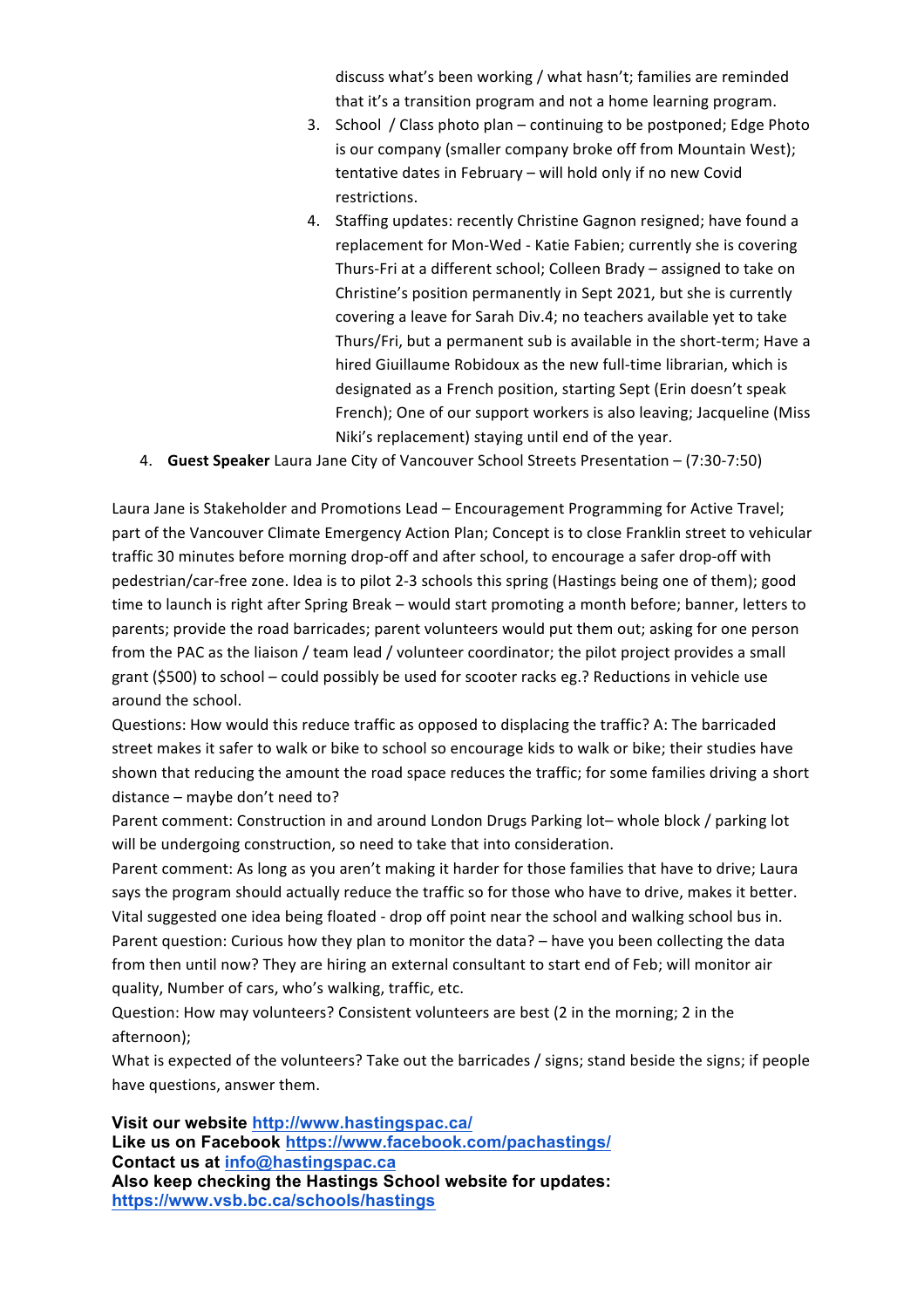discuss what's been working / what hasn't; families are reminded that it's a transition program and not a home learning program.

3. School / Class photo plan – continuing to be postponed; Edge Photo is our company (smaller company broke off from Mountain West); tentative dates in February – will hold only if no new Covid restrictions.
4. Staffing updates: recently Christine Gagnon resigned; have found a replacement for Mon-Wed - Katie Fabien; currently she is covering Thurs-Fri at a different school; Colleen Brady – assigned to take on Christine's position permanently in Sept 2021, but she is currently covering a leave for Sarah Div.4; no teachers available yet to take Thurs/Fri, but a permanent sub is available in the short-term; Have a hired Giuillaume Robidoux as the new full-time librarian, which is designated as a French position, starting Sept (Erin doesn't speak French); One of our support workers is also leaving; Jacqueline (Miss Niki's replacement) staying until end of the year.

4. **Guest Speaker** Laura Jane City of Vancouver School Streets Presentation – (7:30-7:50)

Laura Jane is Stakeholder and Promotions Lead – Encouragement Programming for Active Travel; part of the Vancouver Climate Emergency Action Plan; Concept is to close Franklin street to vehicular traffic 30 minutes before morning drop-off and after school, to encourage a safer drop-off with pedestrian/car-free zone. Idea is to pilot 2-3 schools this spring (Hastings being one of them); good time to launch is right after Spring Break – would start promoting a month before; banner, letters to parents; provide the road barricades; parent volunteers would put them out; asking for one person from the PAC as the liaison / team lead / volunteer coordinator; the pilot project provides a small grant ($500) to school – could possibly be used for scooter racks eg.? Reductions in vehicle use around the school.

Questions: How would this reduce traffic as opposed to displacing the traffic? A: The barricaded street makes it safer to walk or bike to school so encourage kids to walk or bike; their studies have shown that reducing the amount the road space reduces the traffic; for some families driving a short distance – maybe don't need to?

Parent comment: Construction in and around London Drugs Parking lot– whole block / parking lot will be undergoing construction, so need to take that into consideration.

Parent comment: As long as you aren't making it harder for those families that have to drive; Laura says the program should actually reduce the traffic so for those who have to drive, makes it better.

Vital suggested one idea being floated - drop off point near the school and walking school bus in.

Parent question: Curious how they plan to monitor the data? – have you been collecting the data from then until now? They are hiring an external consultant to start end of Feb; will monitor air quality, Number of cars, who's walking, traffic, etc.

Question: How may volunteers? Consistent volunteers are best (2 in the morning; 2 in the afternoon);

What is expected of the volunteers? Take out the barricades / signs; stand beside the signs; if people have questions, answer them.

**Visit our website** [http://www.hastingspac.ca/](http://www.hastingspac.ca/)
**Like us on Facebook** [https://www.facebook.com/pachastings/](https://www.facebook.com/pachastings/)
**Contact us at** [info@hastingspac.ca](mailto:info@hastingspac.ca)
**Also keep checking the Hastings School website for updates:**
[https://www.vsb.bc.ca/schools/hastings](https://www.vsb.bc.ca/schools/hastings)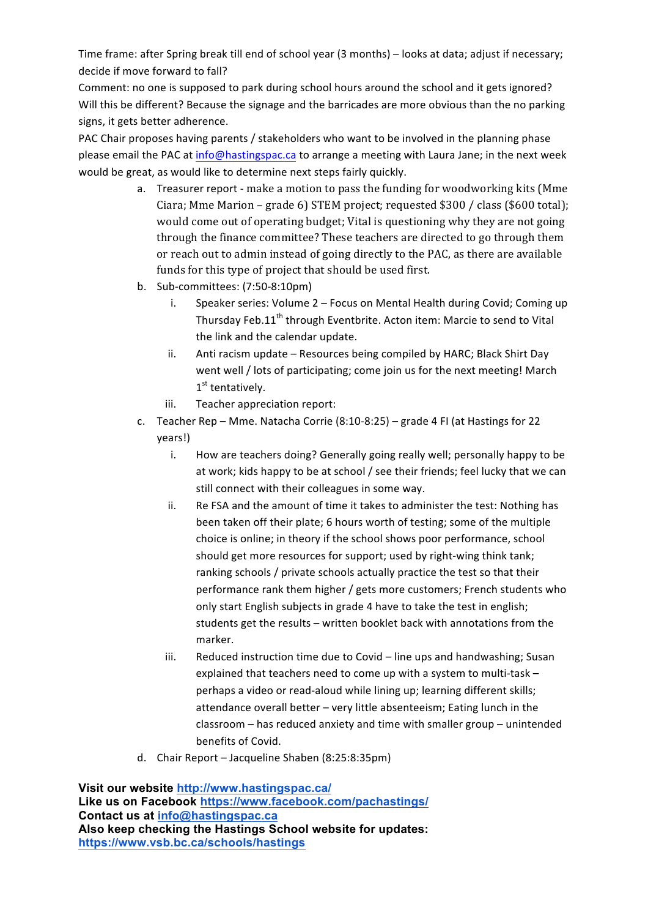Time frame: after Spring break till end of school year (3 months) – looks at data; adjust if necessary; decide if move forward to fall?

Comment: no one is supposed to park during school hours around the school and it gets ignored? Will this be different? Because the signage and the barricades are more obvious than the no parking signs, it gets better adherence.

PAC Chair proposes having parents / stakeholders who want to be involved in the planning phase please email the PAC at info@hastingspac.ca to arrange a meeting with Laura Jane; in the next week would be great, as would like to determine next steps fairly quickly.

a. Treasurer report - make a motion to pass the funding for woodworking kits (Mme Ciara; Mme Marion – grade 6) STEM project; requested $300 / class ($600 total); would come out of operating budget; Vital is questioning why they are not going through the finance committee? These teachers are directed to go through them or reach out to admin instead of going directly to the PAC, as there are available funds for this type of project that should be used first.

b. Sub-committees: (7:50-8:10pm)
   i. Speaker series: Volume 2 – Focus on Mental Health during Covid; Coming up Thursday Feb.11th through Eventbrite. Acton item: Marcie to send to Vital the link and the calendar update.
   ii. Anti racism update – Resources being compiled by HARC; Black Shirt Day went well / lots of participating; come join us for the next meeting! March 1st tentatively.
   iii. Teacher appreciation report:

c. Teacher Rep – Mme. Natacha Corrie (8:10-8:25) – grade 4 FI (at Hastings for 22 years!)
   i. How are teachers doing? Generally going really well; personally happy to be at work; kids happy to be at school / see their friends; feel lucky that we can still connect with their colleagues in some way.
   ii. Re FSA and the amount of time it takes to administer the test: Nothing has been taken off their plate; 6 hours worth of testing; some of the multiple choice is online; in theory if the school shows poor performance, school should get more resources for support; used by right-wing think tank; ranking schools / private schools actually practice the test so that their performance rank them higher / gets more customers; French students who only start English subjects in grade 4 have to take the test in english; students get the results – written booklet back with annotations from the marker.
   iii. Reduced instruction time due to Covid – line ups and handwashing; Susan explained that teachers need to come up with a system to multi-task – perhaps a video or read-aloud while lining up; learning different skills; attendance overall better – very little absenteeism; Eating lunch in the classroom – has reduced anxiety and time with smaller group – unintended benefits of Covid.

d. Chair Report – Jacqueline Shaben (8:25:8:35pm)

**Visit our website http://www.hastingspac.ca/**
**Like us on Facebook https://www.facebook.com/pachastings/**
**Contact us at info@hastingspac.ca**
**Also keep checking the Hastings School website for updates: https://www.vsb.bc.ca/schools/hastings**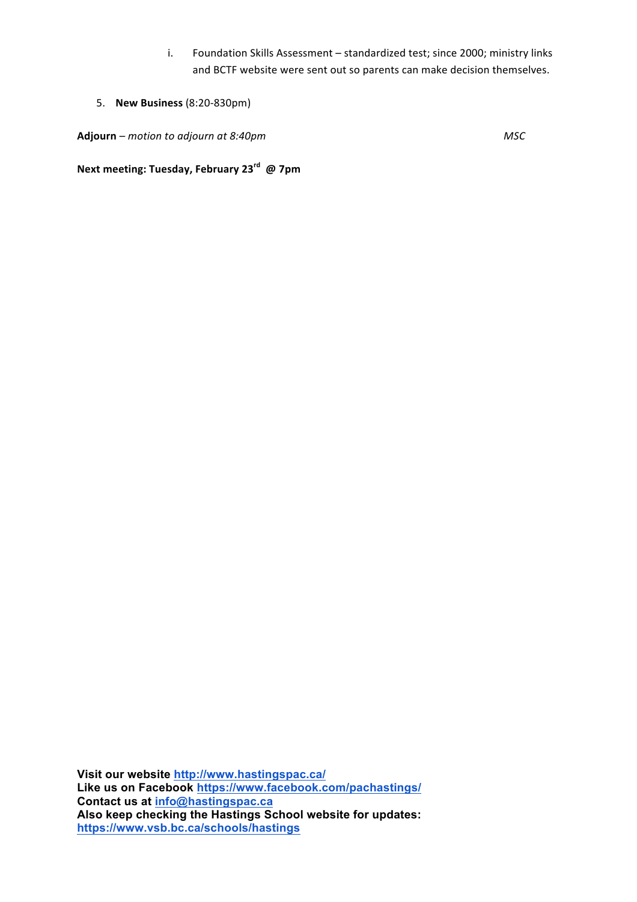i. Foundation Skills Assessment – standardized test; since 2000; ministry links and BCTF website were sent out so parents can make decision themselves.

5. **New Business** (8:20-830pm)

**Adjourn** – *motion to adjourn at 8:40pm* *MSC*

**Next meeting: Tuesday, February 23rd @ 7pm**

**Visit our website [http://www.hastingspac.ca/](http://www.hastingspac.ca/)**
**Like us on Facebook [https://www.facebook.com/pachastings/](https://www.facebook.com/pachastings/)**
**Contact us at [info@hastingspac.ca](mailto:info@hastingspac.ca)**
**Also keep checking the Hastings School website for updates: [https://www.vsb.bc.ca/schools/hastings](https://www.vsb.bc.ca/schools/hastings)**